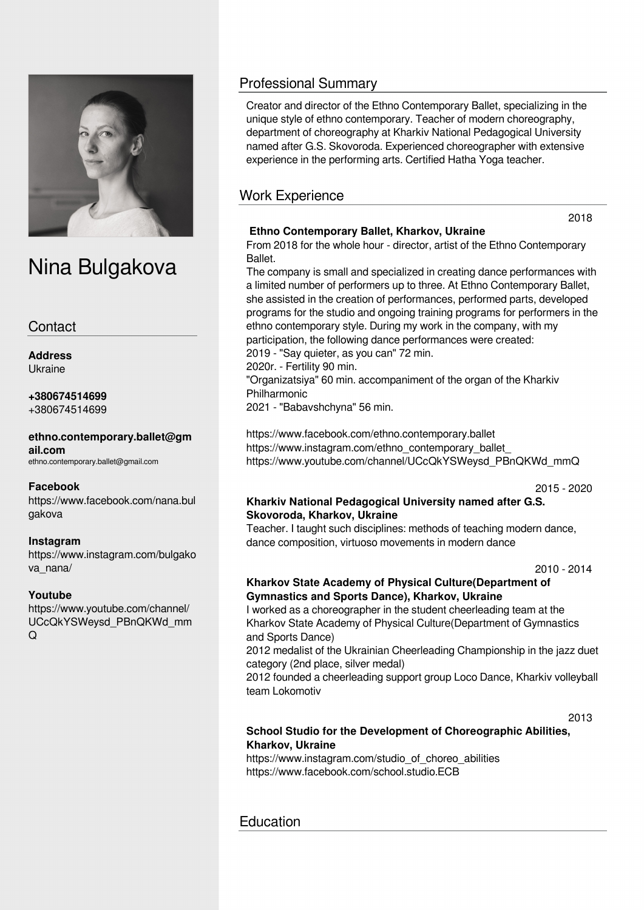# Nina Bulgakova

## Contact

**Address**
Ukraine

**+380674514699**
+380674514699

**ethno.contemporary.ballet@gmail.com**
ethno.contemporary.ballet@gmail.com

**Facebook**
https://www.facebook.com/nana.bulgakova

**Instagram**
https://www.instagram.com/bulgakova_nana/

**Youtube**
https://www.youtube.com/channel/UCcQkYSWeysd_PBnQKWd_mmQ

## Professional Summary

Creator and director of the Ethno Contemporary Ballet, specializing in the unique style of ethno contemporary. Teacher of modern choreography, department of choreography at Kharkiv National Pedagogical University named after G.S. Skovoroda. Experienced choreographer with extensive experience in the performing arts. Certified Hatha Yoga teacher.

## Work Experience

2018

**Ethno Contemporary Ballet, Kharkov, Ukraine**

From 2018 for the whole hour - director, artist of the Ethno Contemporary Ballet.

The company is small and specialized in creating dance performances with a limited number of performers up to three. At Ethno Contemporary Ballet, she assisted in the creation of performances, performed parts, developed programs for the studio and ongoing training programs for performers in the ethno contemporary style. During my work in the company, with my participation, the following dance performances were created:

2019 - "Say quieter, as you can" 72 min.
2020r. - Fertility 90 min.
"Organizatsiya" 60 min. accompaniment of the organ of the Kharkiv Philharmonic
2021 - "Babavshchyna" 56 min.

https://www.facebook.com/ethno.contemporary.ballet
https://www.instagram.com/ethno_contemporary_ballet_
https://www.youtube.com/channel/UCcQkYSWeysd_PBnQKWd_mmQ

2015 - 2020

**Kharkiv National Pedagogical University named after G.S. Skovoroda, Kharkov, Ukraine**

Teacher. I taught such disciplines: methods of teaching modern dance, dance composition, virtuoso movements in modern dance

2010 - 2014

**Kharkov State Academy of Physical Culture(Department of Gymnastics and Sports Dance), Kharkov, Ukraine**

I worked as a choreographer in the student cheerleading team at the Kharkov State Academy of Physical Culture(Department of Gymnastics and Sports Dance)

2012 medalist of the Ukrainian Cheerleading Championship in the jazz duet category (2nd place, silver medal)

2012 founded a cheerleading support group Loco Dance, Kharkiv volleyball team Lokomotiv

2013

**School Studio for the Development of Choreographic Abilities, Kharkov, Ukraine**

https://www.instagram.com/studio_of_choreo_abilities
https://www.facebook.com/school.studio.ECB

## Education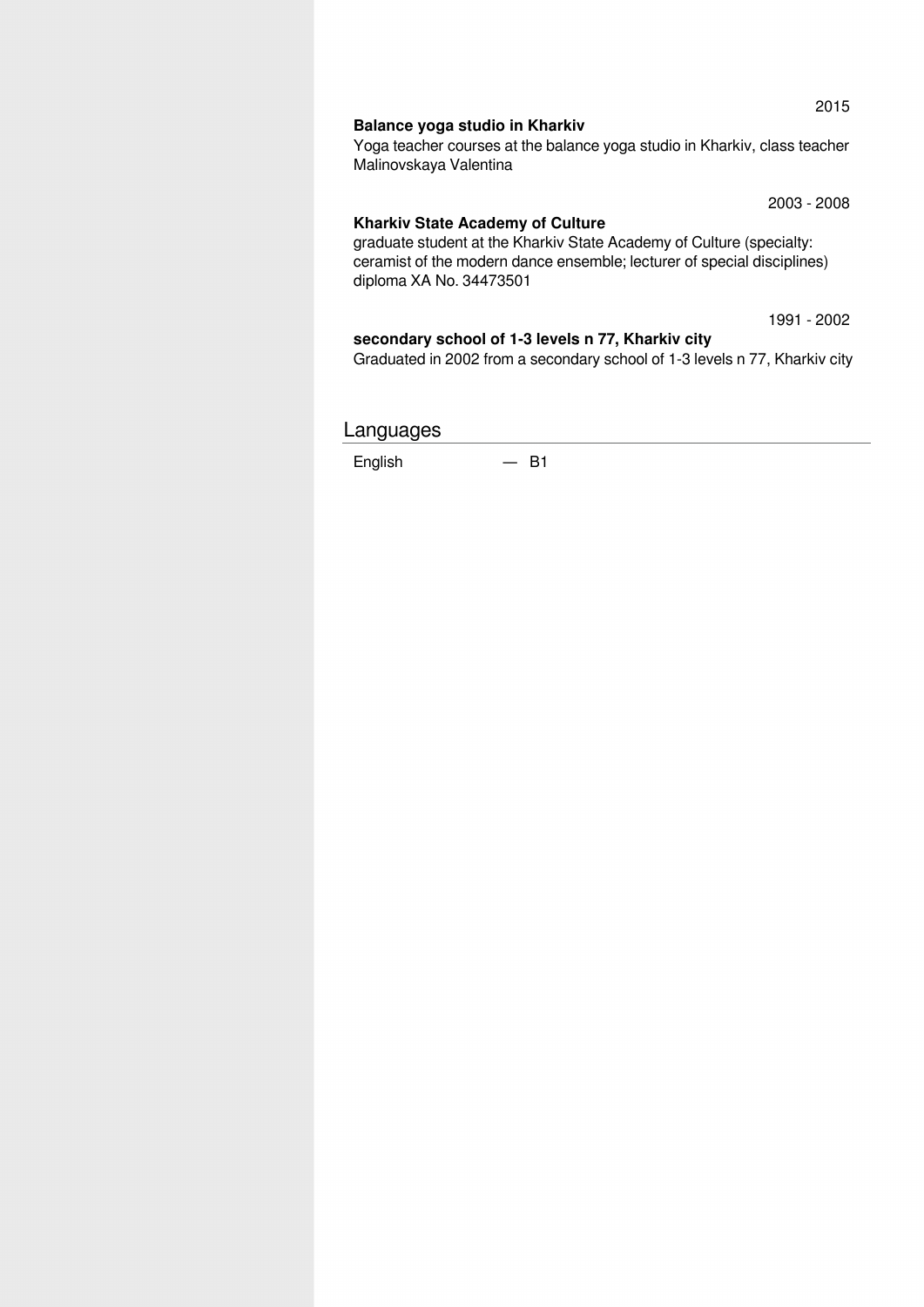2015

**Balance yoga studio in Kharkiv**

Yoga teacher courses at the balance yoga studio in Kharkiv, class teacher Malinovskaya Valentina

2003 - 2008

**Kharkiv State Academy of Culture**

graduate student at the Kharkiv State Academy of Culture (specialty: ceramist of the modern dance ensemble; lecturer of special disciplines) diploma XA No. 34473501

1991 - 2002

**secondary school of 1-3 levels n 77, Kharkiv city**

Graduated in 2002 from a secondary school of 1-3 levels n 77, Kharkiv city

## Languages

English — B1